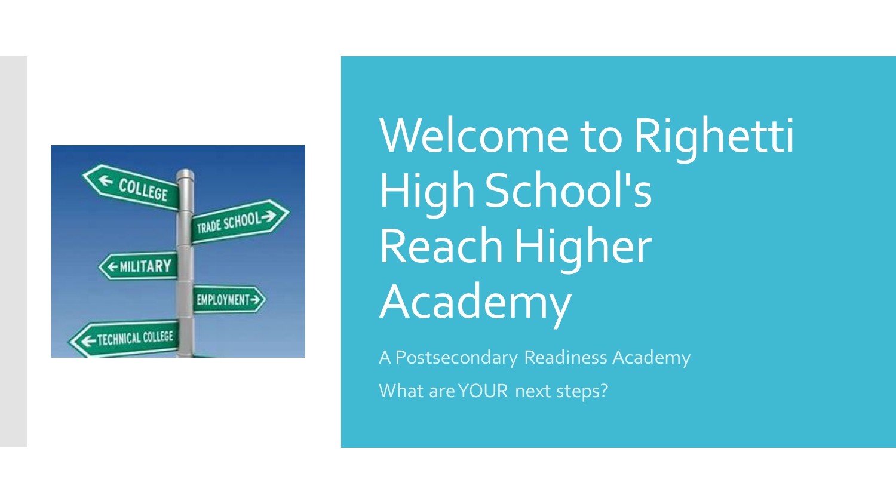# Welcome to Righetti High School's Reach Higher Academy

A Postsecondary Readiness Academy

What are YOUR next steps?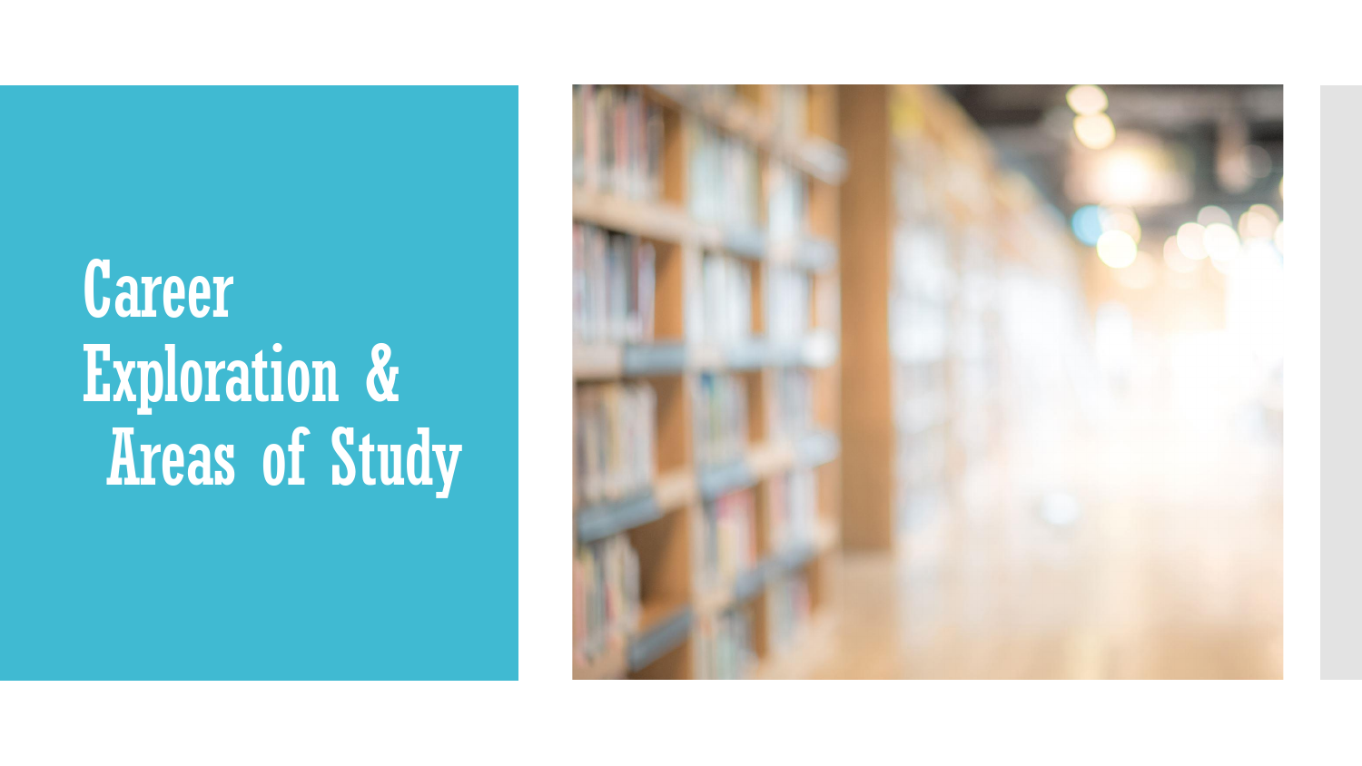# Career Exploration & Areas of Study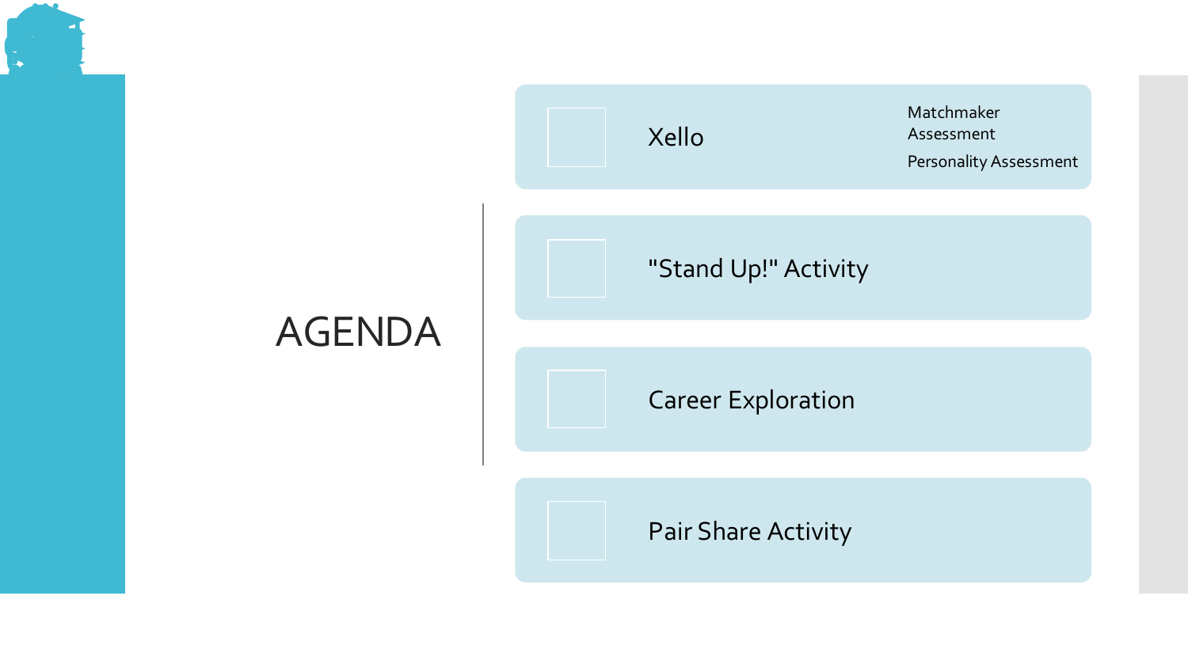# AGENDA

- Xello
  - Matchmaker Assessment
  - Personality Assessment
- "Stand Up!" Activity
- Career Exploration
- Pair Share Activity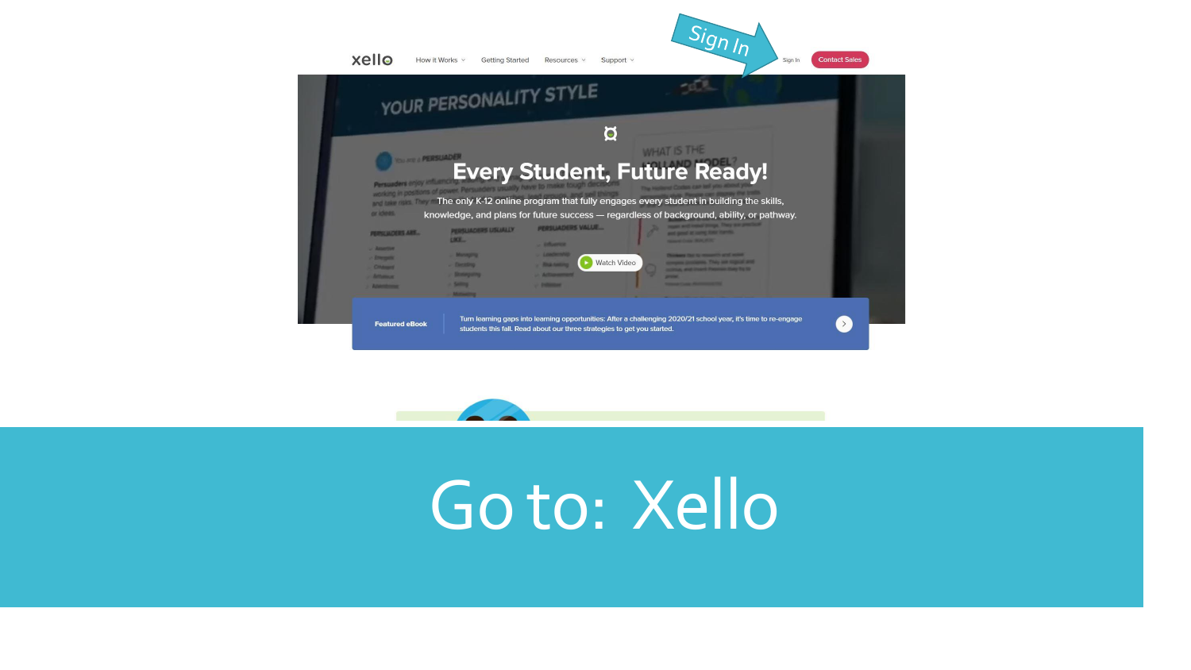Sign In

xello

How it Works · Getting Started · Resources · Support · Sign In · Contact Sales

# Every Student, Future Ready!

The only K-12 online program that fully engages every student in building the skills, knowledge, and plans for future success — regardless of background, ability, or pathway.

Watch Video

**Featured eBook** | Turn learning gaps into learning opportunities: After a challenging 2020/21 school year, it's time to re-engage students this fall. Read about our three strategies to get you started.

# Go to: Xello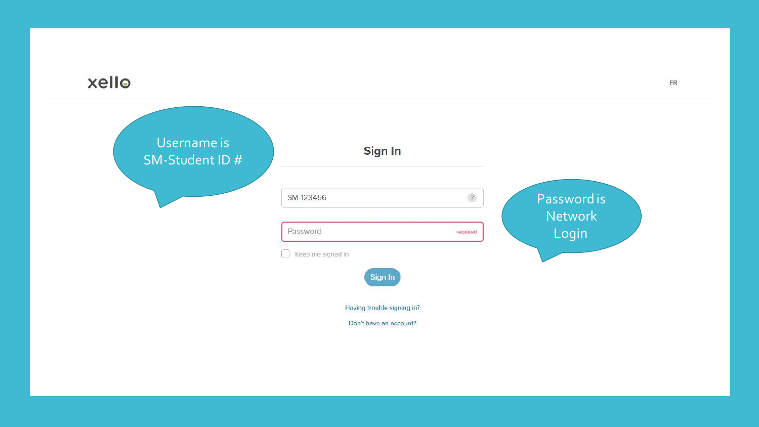xello

FR

Username is SM-Student ID #

## Sign In

SM-123456

Password required

Keep me signed in

Sign In

Having trouble signing in?

Don't have an account?

Password is Network Login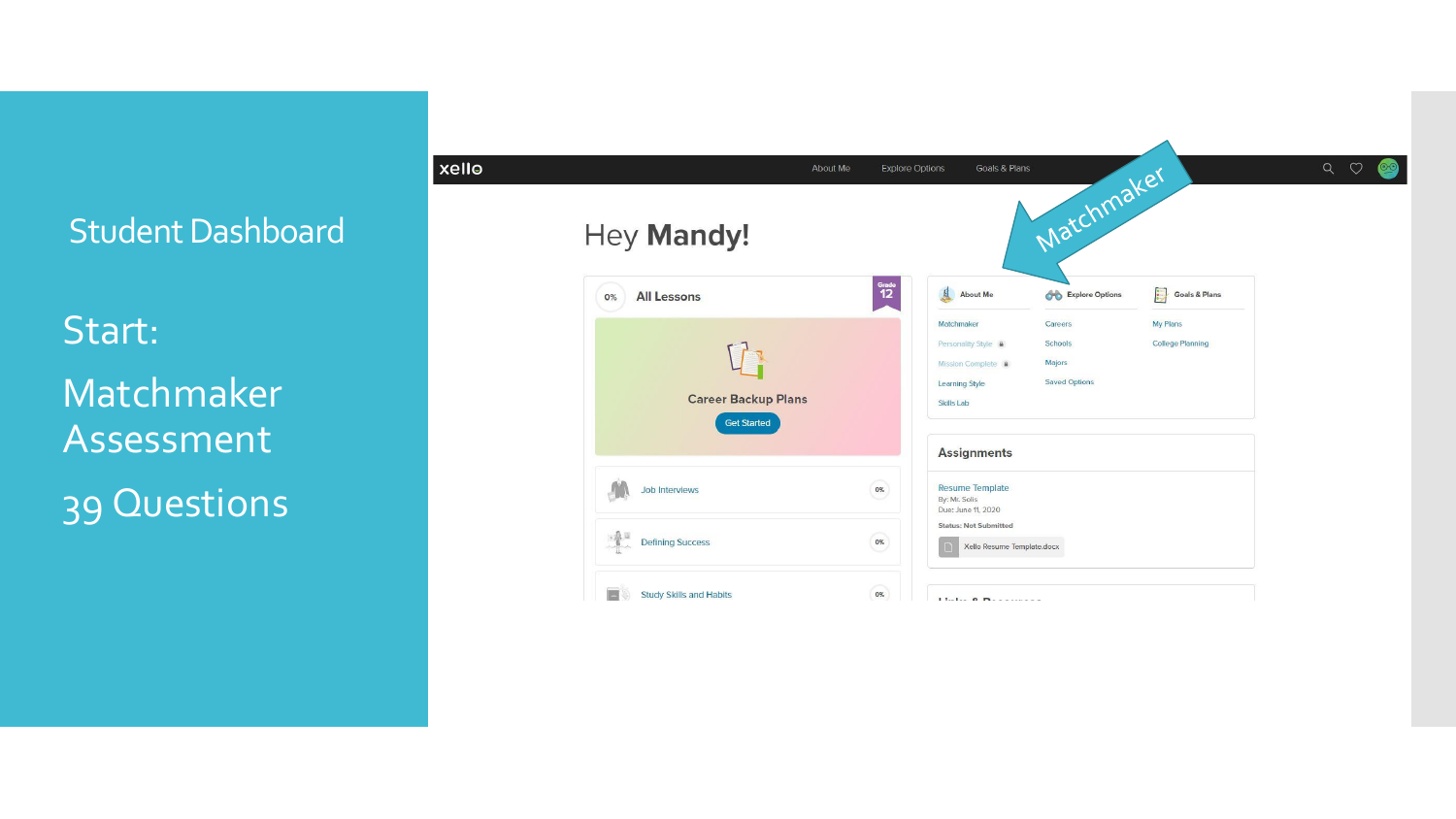# Student Dashboard

Start:

Matchmaker Assessment

39 Questions

xello — About Me | Explore Options | Goals & Plans

Matchmaker

Hey **Mandy!**

0% **All Lessons** — Grade 12

Career Backup Plans

Get Started

- Job Interviews — 0%
- Defining Success — 0%
- Study Skills and Habits — 0%

**About Me**
- Matchmaker
- Personality Style
- Mission Complete
- Learning Style
- Skills Lab

**Explore Options**
- Careers
- Schools
- Majors
- Saved Options

**Goals & Plans**
- My Plans
- College Planning

**Assignments**

Resume Template
By: Mr. Solis
Due: June 11, 2020
Status: Not Submitted
Xello Resume Template.docx

Links & Resources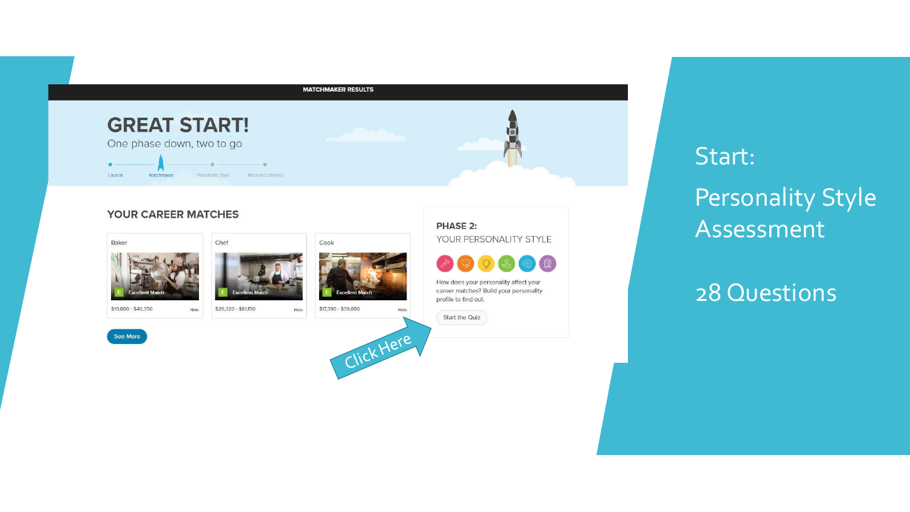MATCHMAKER RESULTS

# GREAT START!

One phase down, two to go

Launch · Matchmaker · Personality Style · Mission Complete

## YOUR CAREER MATCHES

| Baker | Chef | Cook |
| --- | --- | --- |
| E Excellent Match | E Excellent Match | E Excellent Match |
| $19,880 - $40,350 Hide | $26,320 - $81,150 Hide | $17,390 - $39,880 Hide |

See More

**PHASE 2:**

YOUR PERSONALITY STYLE

How does your personality affect your career matches? Build your personality profile to find out.

Start the Quiz

Click Here

Start:

Personality Style Assessment

28 Questions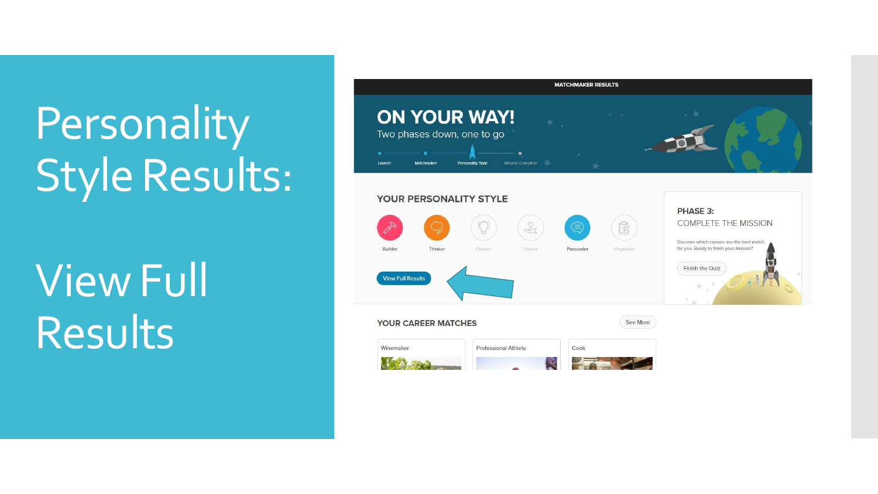# Personality Style Results:

# View Full Results

MATCHMAKER RESULTS

ON YOUR WAY!

Two phases down, one to go

Launch · Matchmaker · Personality Style · Mission Complete

YOUR PERSONALITY STYLE

Builder · Thinker · Creator · Helper · Persuader · Organizer

View Full Results

PHASE 3:

COMPLETE THE MISSION

Discover which careers are the best match for you. Ready to finish your mission?

Finish the Quiz

YOUR CAREER MATCHES

See More

Winemaker · Professional Athlete · Cook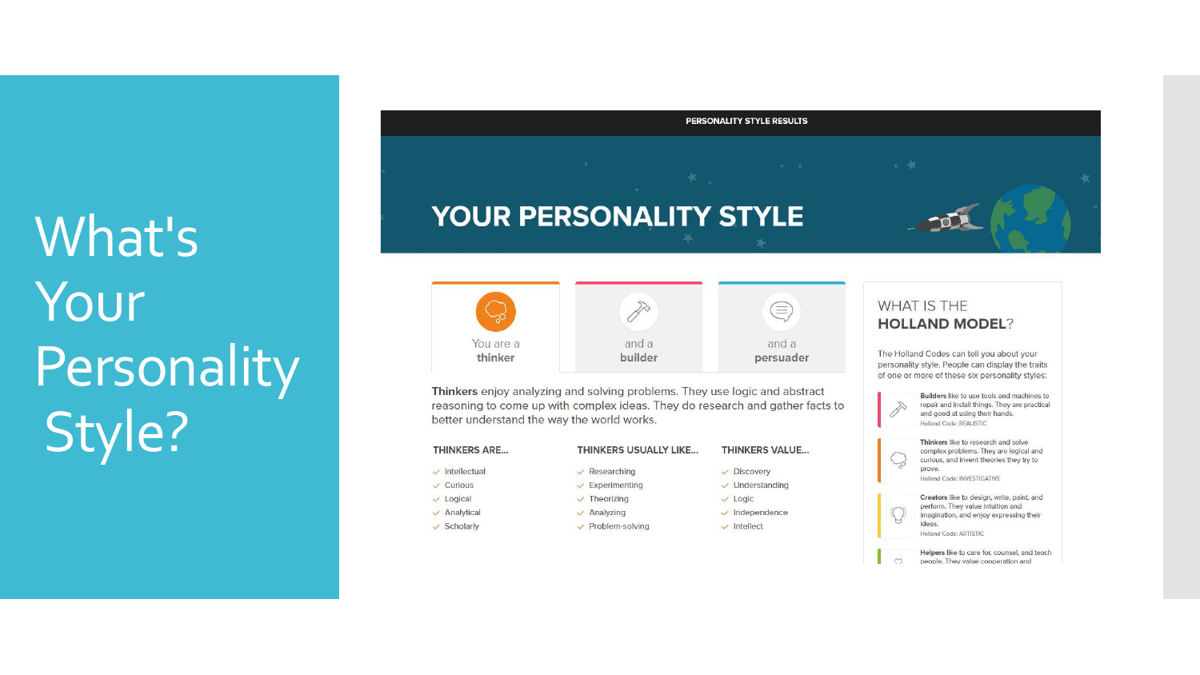# What's Your Personality Style?

PERSONALITY STYLE RESULTS

## YOUR PERSONALITY STYLE

You are a **thinker** | and a **builder** | and a **persuader**

**Thinkers** enjoy analyzing and solving problems. They use logic and abstract reasoning to come up with complex ideas. They do research and gather facts to better understand the way the world works.

| THINKERS ARE... | THINKERS USUALLY LIKE... | THINKERS VALUE... |
| --- | --- | --- |
| Intellectual | Researching | Discovery |
| Curious | Experimenting | Understanding |
| Logical | Theorizing | Logic |
| Analytical | Analyzing | Independence |
| Scholarly | Problem-solving | Intellect |

### WHAT IS THE HOLLAND MODEL?

The Holland Codes can tell you about your personality style. People can display the traits of one or more of these six personality styles:

**Builders** like to use tools and machines to repair and install things. They are practical and good at using their hands.
Holland Code: REALISTIC

**Thinkers** like to research and solve complex problems. They are logical and curious, and invent theories they try to prove.
Holland Code: INVESTIGATIVE

**Creators** like to design, write, paint, and perform. They value intuition and imagination, and enjoy expressing their ideas.
Holland Code: ARTISTIC

**Helpers** like to care for, counsel, and teach people. They value cooperation and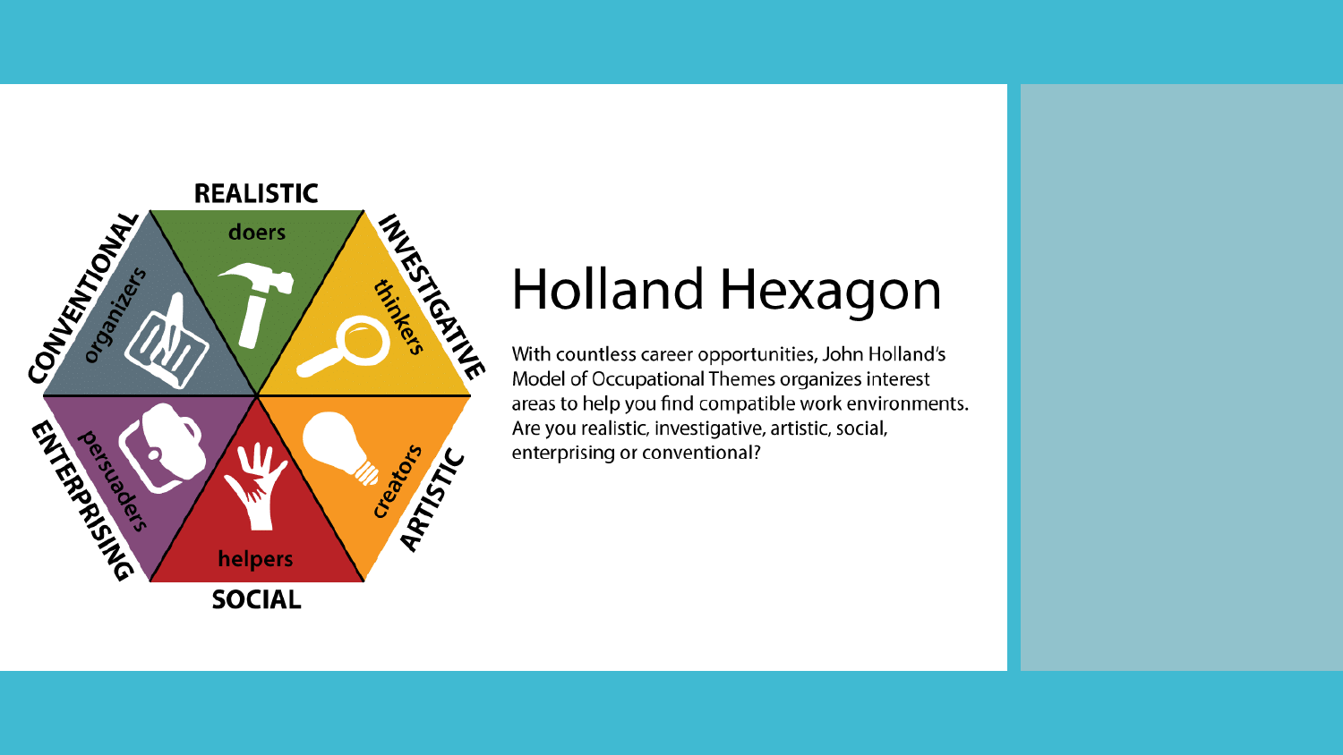# Holland Hexagon

With countless career opportunities, John Holland's Model of Occupational Themes organizes interest areas to help you find compatible work environments. Are you realistic, investigative, artistic, social, enterprising or conventional?

- **REALISTIC** – doers
- **INVESTIGATIVE** – thinkers
- **ARTISTIC** – creators
- **SOCIAL** – helpers
- **ENTERPRISING** – persuaders
- **CONVENTIONAL** – organizers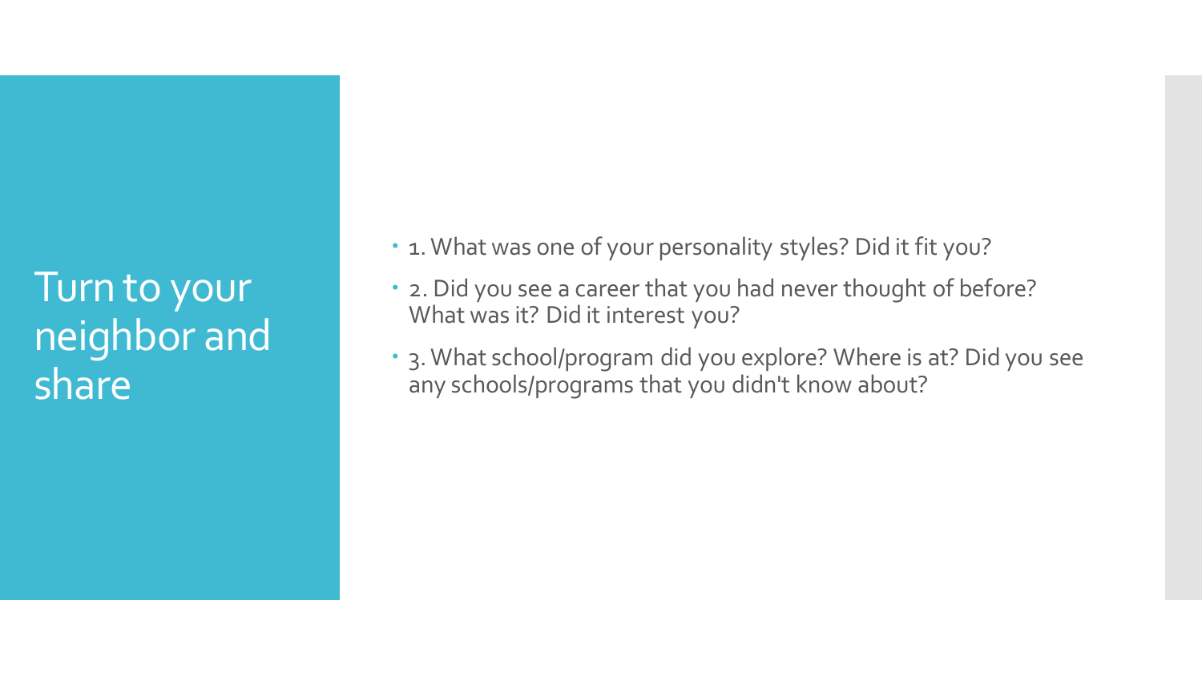# Turn to your neighbor and share

- 1. What was one of your personality styles? Did it fit you?
- 2. Did you see a career that you had never thought of before? What was it? Did it interest you?
- 3. What school/program did you explore? Where is at? Did you see any schools/programs that you didn't know about?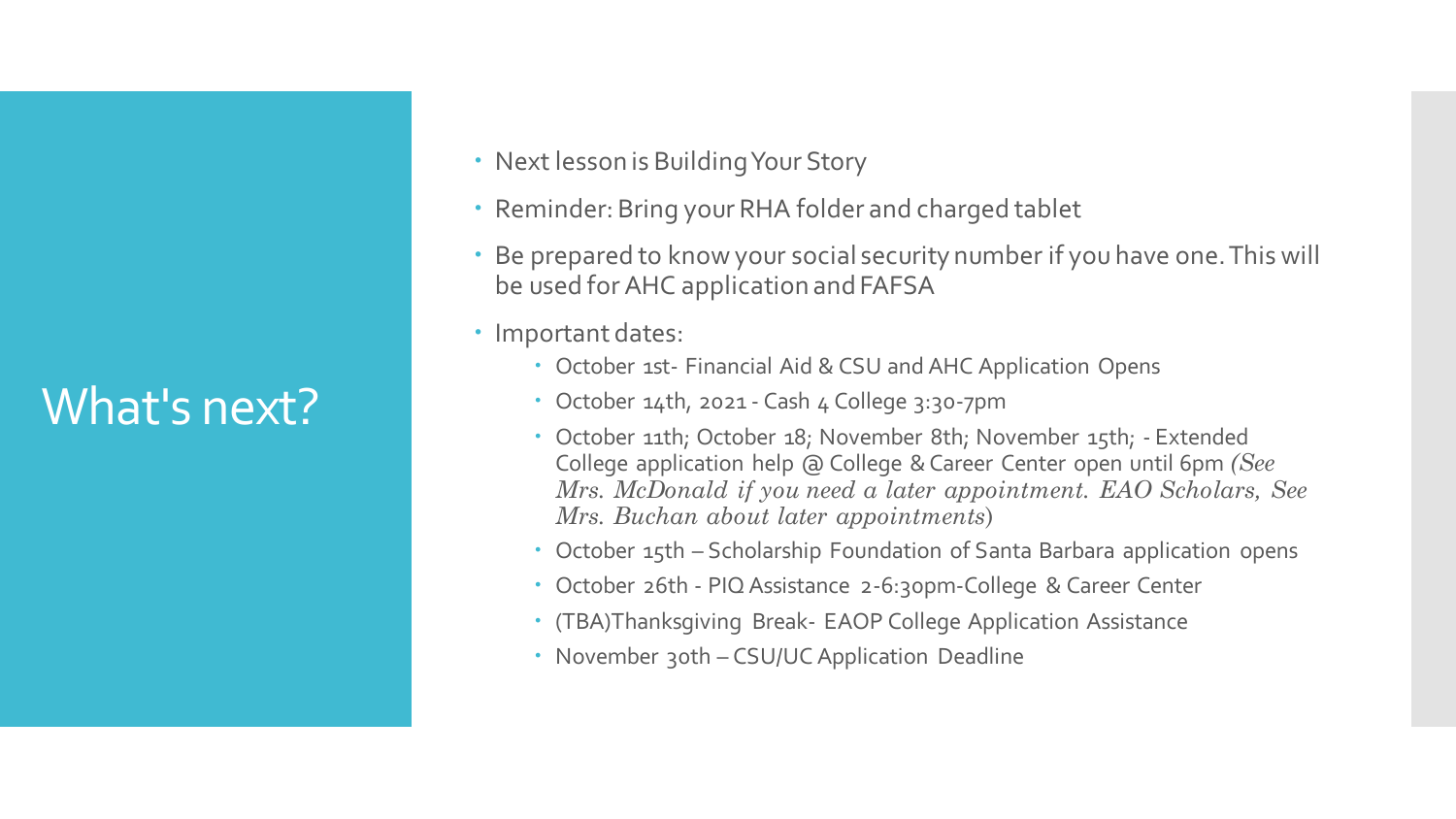# What's next?

- Next lesson is Building Your Story
- Reminder: Bring your RHA folder and charged tablet
- Be prepared to know your social security number if you have one. This will be used for AHC application and FAFSA
- Important dates:
  - October 1st- Financial Aid & CSU and AHC Application Opens
  - October 14th, 2021 - Cash 4 College 3:30-7pm
  - October 11th; October 18; November 8th; November 15th; - Extended College application help @ College & Career Center open until 6pm *(See Mrs. McDonald if you need a later appointment. EAO Scholars, See Mrs. Buchan about later appointments)*
  - October 15th – Scholarship Foundation of Santa Barbara application opens
  - October 26th - PIQ Assistance 2-6:30pm-College & Career Center
  - (TBA)Thanksgiving Break- EAOP College Application Assistance
  - November 30th – CSU/UC Application Deadline